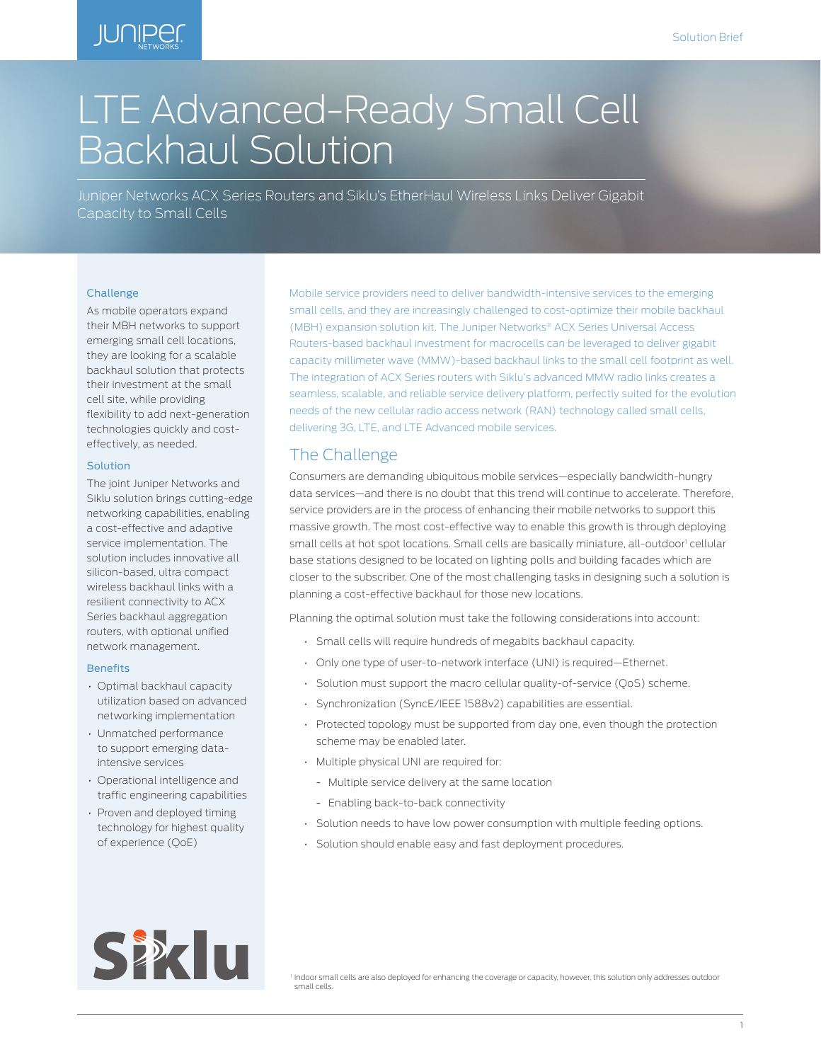# LTE Advanced-Ready Small Cell Backhaul Solution

Juniper Networks ACX Series Routers and Siklu's EtherHaul Wireless Links Deliver Gigabit Capacity to Small Cells

### Challenge

As mobile operators expand their MBH networks to support emerging small cell locations, they are looking for a scalable backhaul solution that protects their investment at the small cell site, while providing flexibility to add next-generation technologies quickly and cost-effectively, as needed.

### Solution

The joint Juniper Networks and Siklu solution brings cutting-edge networking capabilities, enabling a cost-effective and adaptive service implementation. The solution includes innovative all silicon-based, ultra compact wireless backhaul links with a resilient connectivity to ACX Series backhaul aggregation routers, with optional unified network management.

### Benefits

- Optimal backhaul capacity utilization based on advanced networking implementation
- Unmatched performance to support emerging data-intensive services
- Operational intelligence and traffic engineering capabilities
- Proven and deployed timing technology for highest quality of experience (QoE)

Mobile service providers need to deliver bandwidth-intensive services to the emerging small cells, and they are increasingly challenged to cost-optimize their mobile backhaul (MBH) expansion solution kit. The Juniper Networks® ACX Series Universal Access Routers-based backhaul investment for macrocells can be leveraged to deliver gigabit capacity millimeter wave (MMW)-based backhaul links to the small cell footprint as well. The integration of ACX Series routers with Siklu's advanced MMW radio links creates a seamless, scalable, and reliable service delivery platform, perfectly suited for the evolution needs of the new cellular radio access network (RAN) technology called small cells, delivering 3G, LTE, and LTE Advanced mobile services.

## The Challenge

Consumers are demanding ubiquitous mobile services—especially bandwidth-hungry data services—and there is no doubt that this trend will continue to accelerate. Therefore, service providers are in the process of enhancing their mobile networks to support this massive growth. The most cost-effective way to enable this growth is through deploying small cells at hot spot locations. Small cells are basically miniature, all-outdoor[1] cellular base stations designed to be located on lighting polls and building facades which are closer to the subscriber. One of the most challenging tasks in designing such a solution is planning a cost-effective backhaul for those new locations.

Planning the optimal solution must take the following considerations into account:

- Small cells will require hundreds of megabits backhaul capacity.
- Only one type of user-to-network interface (UNI) is required—Ethernet.
- Solution must support the macro cellular quality-of-service (QoS) scheme.
- Synchronization (SyncE/IEEE 1588v2) capabilities are essential.
- Protected topology must be supported from day one, even though the protection scheme may be enabled later.
- Multiple physical UNI are required for:
  - Multiple service delivery at the same location
  - Enabling back-to-back connectivity
- Solution needs to have low power consumption with multiple feeding options.
- Solution should enable easy and fast deployment procedures.

[1] Indoor small cells are also deployed for enhancing the coverage or capacity, however, this solution only addresses outdoor small cells.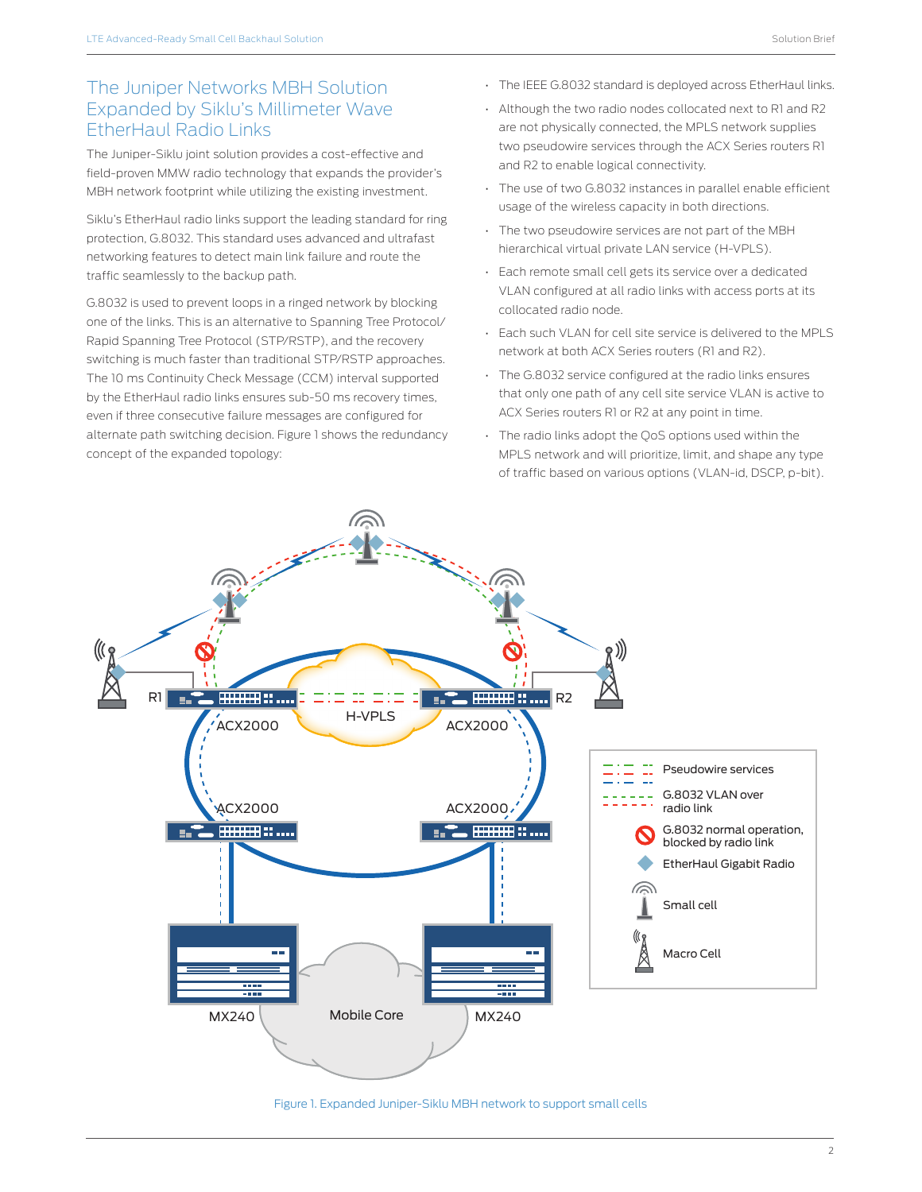## The Juniper Networks MBH Solution Expanded by Siklu's Millimeter Wave EtherHaul Radio Links

The Juniper-Siklu joint solution provides a cost-effective and field-proven MMW radio technology that expands the provider's MBH network footprint while utilizing the existing investment.

Siklu's EtherHaul radio links support the leading standard for ring protection, G.8032. This standard uses advanced and ultrafast networking features to detect main link failure and route the traffic seamlessly to the backup path.

G.8032 is used to prevent loops in a ringed network by blocking one of the links. This is an alternative to Spanning Tree Protocol/ Rapid Spanning Tree Protocol (STP/RSTP), and the recovery switching is much faster than traditional STP/RSTP approaches. The 10 ms Continuity Check Message (CCM) interval supported by the EtherHaul radio links ensures sub-50 ms recovery times, even if three consecutive failure messages are configured for alternate path switching decision. Figure 1 shows the redundancy concept of the expanded topology:

- The IEEE G.8032 standard is deployed across EtherHaul links.
- Although the two radio nodes collocated next to R1 and R2 are not physically connected, the MPLS network supplies two pseudowire services through the ACX Series routers R1 and R2 to enable logical connectivity.
- The use of two G.8032 instances in parallel enable efficient usage of the wireless capacity in both directions.
- The two pseudowire services are not part of the MBH hierarchical virtual private LAN service (H-VPLS).
- Each remote small cell gets its service over a dedicated VLAN configured at all radio links with access ports at its collocated radio node.
- Each such VLAN for cell site service is delivered to the MPLS network at both ACX Series routers (R1 and R2).
- The G.8032 service configured at the radio links ensures that only one path of any cell site service VLAN is active to ACX Series routers R1 or R2 at any point in time.
- The radio links adopt the QoS options used within the MPLS network and will prioritize, limit, and shape any type of traffic based on various options (VLAN-id, DSCP, p-bit).

Figure 1. Expanded Juniper-Siklu MBH network to support small cells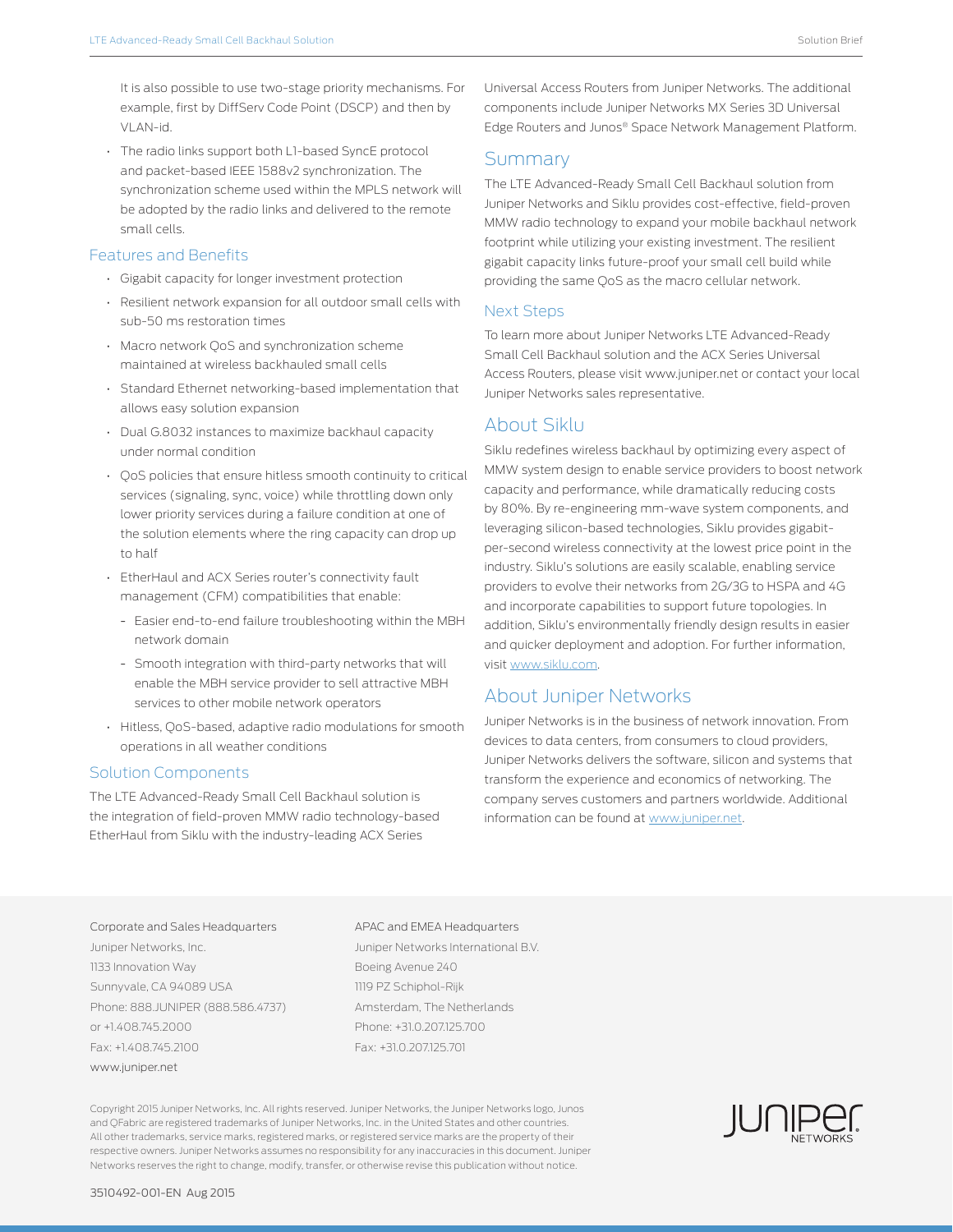It is also possible to use two-stage priority mechanisms. For example, first by DiffServ Code Point (DSCP) and then by VLAN-id.

- The radio links support both L1-based SyncE protocol and packet-based IEEE 1588v2 synchronization. The synchronization scheme used within the MPLS network will be adopted by the radio links and delivered to the remote small cells.

## Features and Benefits

- Gigabit capacity for longer investment protection
- Resilient network expansion for all outdoor small cells with sub-50 ms restoration times
- Macro network QoS and synchronization scheme maintained at wireless backhauled small cells
- Standard Ethernet networking-based implementation that allows easy solution expansion
- Dual G.8032 instances to maximize backhaul capacity under normal condition
- QoS policies that ensure hitless smooth continuity to critical services (signaling, sync, voice) while throttling down only lower priority services during a failure condition at one of the solution elements where the ring capacity can drop up to half
- EtherHaul and ACX Series router's connectivity fault management (CFM) compatibilities that enable:
  - Easier end-to-end failure troubleshooting within the MBH network domain
  - Smooth integration with third-party networks that will enable the MBH service provider to sell attractive MBH services to other mobile network operators
- Hitless, QoS-based, adaptive radio modulations for smooth operations in all weather conditions

## Solution Components

The LTE Advanced-Ready Small Cell Backhaul solution is the integration of field-proven MMW radio technology-based EtherHaul from Siklu with the industry-leading ACX Series Universal Access Routers from Juniper Networks. The additional components include Juniper Networks MX Series 3D Universal Edge Routers and Junos® Space Network Management Platform.

## Summary

The LTE Advanced-Ready Small Cell Backhaul solution from Juniper Networks and Siklu provides cost-effective, field-proven MMW radio technology to expand your mobile backhaul network footprint while utilizing your existing investment. The resilient gigabit capacity links future-proof your small cell build while providing the same QoS as the macro cellular network.

### Next Steps

To learn more about Juniper Networks LTE Advanced-Ready Small Cell Backhaul solution and the ACX Series Universal Access Routers, please visit www.juniper.net or contact your local Juniper Networks sales representative.

## About Siklu

Siklu redefines wireless backhaul by optimizing every aspect of MMW system design to enable service providers to boost network capacity and performance, while dramatically reducing costs by 80%. By re-engineering mm-wave system components, and leveraging silicon-based technologies, Siklu provides gigabit-per-second wireless connectivity at the lowest price point in the industry. Siklu's solutions are easily scalable, enabling service providers to evolve their networks from 2G/3G to HSPA and 4G and incorporate capabilities to support future topologies. In addition, Siklu's environmentally friendly design results in easier and quicker deployment and adoption. For further information, visit www.siklu.com.

## About Juniper Networks

Juniper Networks is in the business of network innovation. From devices to data centers, from consumers to cloud providers, Juniper Networks delivers the software, silicon and systems that transform the experience and economics of networking. The company serves customers and partners worldwide. Additional information can be found at www.juniper.net.

Corporate and Sales Headquarters
Juniper Networks, Inc.
1133 Innovation Way
Sunnyvale, CA 94089 USA
Phone: 888.JUNIPER (888.586.4737)
or +1.408.745.2000
Fax: +1.408.745.2100
www.juniper.net

APAC and EMEA Headquarters
Juniper Networks International B.V.
Boeing Avenue 240
1119 PZ Schiphol-Rijk
Amsterdam, The Netherlands
Phone: +31.0.207.125.700
Fax: +31.0.207.125.701

Copyright 2015 Juniper Networks, Inc. All rights reserved. Juniper Networks, the Juniper Networks logo, Junos and QFabric are registered trademarks of Juniper Networks, Inc. in the United States and other countries. All other trademarks, service marks, registered marks, or registered service marks are the property of their respective owners. Juniper Networks assumes no responsibility for any inaccuracies in this document. Juniper Networks reserves the right to change, modify, transfer, or otherwise revise this publication without notice.

3510492-001-EN Aug 2015